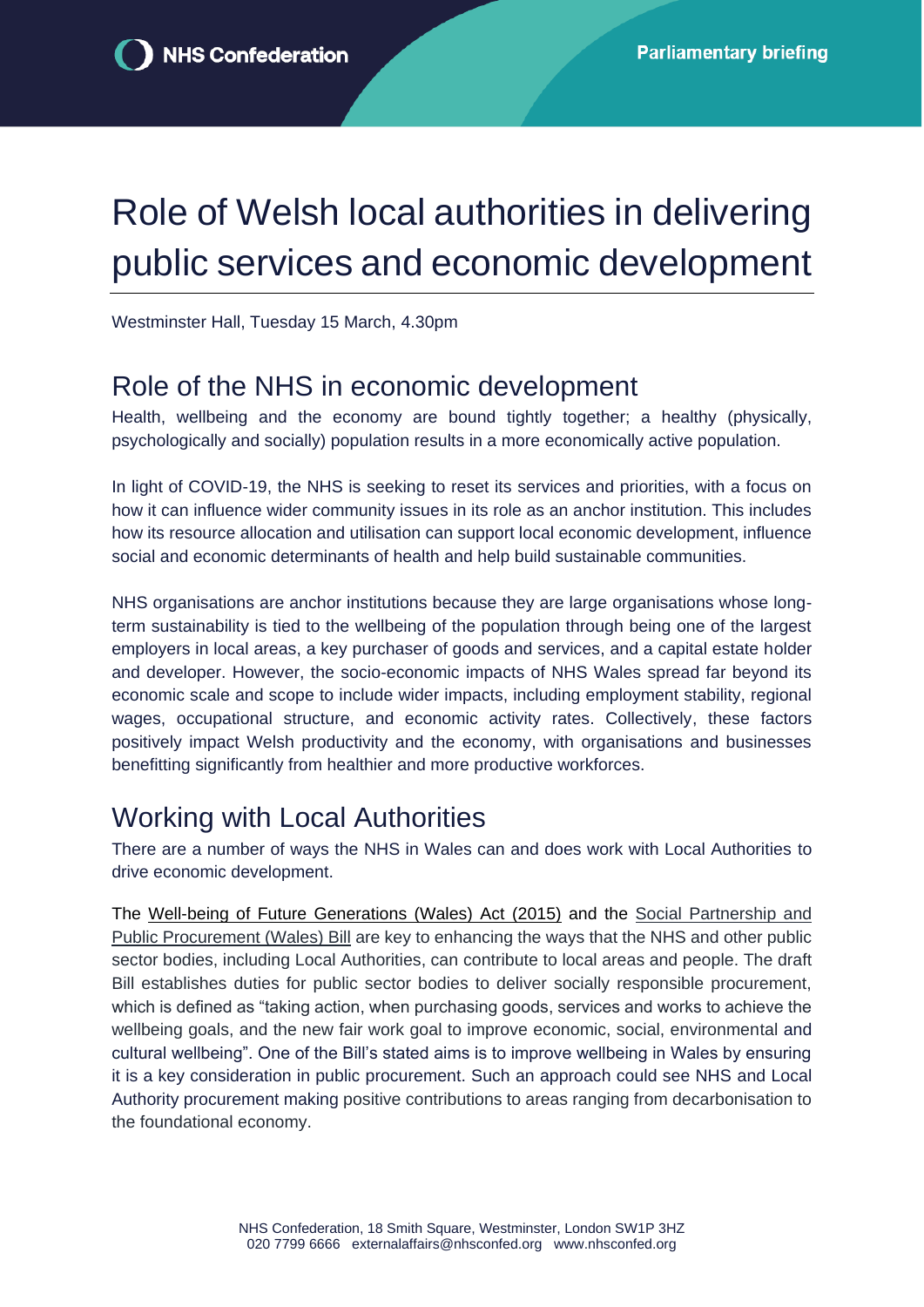NHS Confederation

Parliamentary briefing

# Role of Welsh local authorities in delivering public services and economic development

Westminster Hall, Tuesday 15 March, 4.30pm

## Role of the NHS in economic development

Health, wellbeing and the economy are bound tightly together; a healthy (physically, psychologically and socially) population results in a more economically active population.

In light of COVID-19, the NHS is seeking to reset its services and priorities, with a focus on how it can influence wider community issues in its role as an anchor institution. This includes how its resource allocation and utilisation can support local economic development, influence social and economic determinants of health and help build sustainable communities.

NHS organisations are anchor institutions because they are large organisations whose long-term sustainability is tied to the wellbeing of the population through being one of the largest employers in local areas, a key purchaser of goods and services, and a capital estate holder and developer. However, the socio-economic impacts of NHS Wales spread far beyond its economic scale and scope to include wider impacts, including employment stability, regional wages, occupational structure, and economic activity rates. Collectively, these factors positively impact Welsh productivity and the economy, with organisations and businesses benefitting significantly from healthier and more productive workforces.

## Working with Local Authorities

There are a number of ways the NHS in Wales can and does work with Local Authorities to drive economic development.

The Well-being of Future Generations (Wales) Act (2015) and the Social Partnership and Public Procurement (Wales) Bill are key to enhancing the ways that the NHS and other public sector bodies, including Local Authorities, can contribute to local areas and people. The draft Bill establishes duties for public sector bodies to deliver socially responsible procurement, which is defined as "taking action, when purchasing goods, services and works to achieve the wellbeing goals, and the new fair work goal to improve economic, social, environmental and cultural wellbeing". One of the Bill's stated aims is to improve wellbeing in Wales by ensuring it is a key consideration in public procurement. Such an approach could see NHS and Local Authority procurement making positive contributions to areas ranging from decarbonisation to the foundational economy.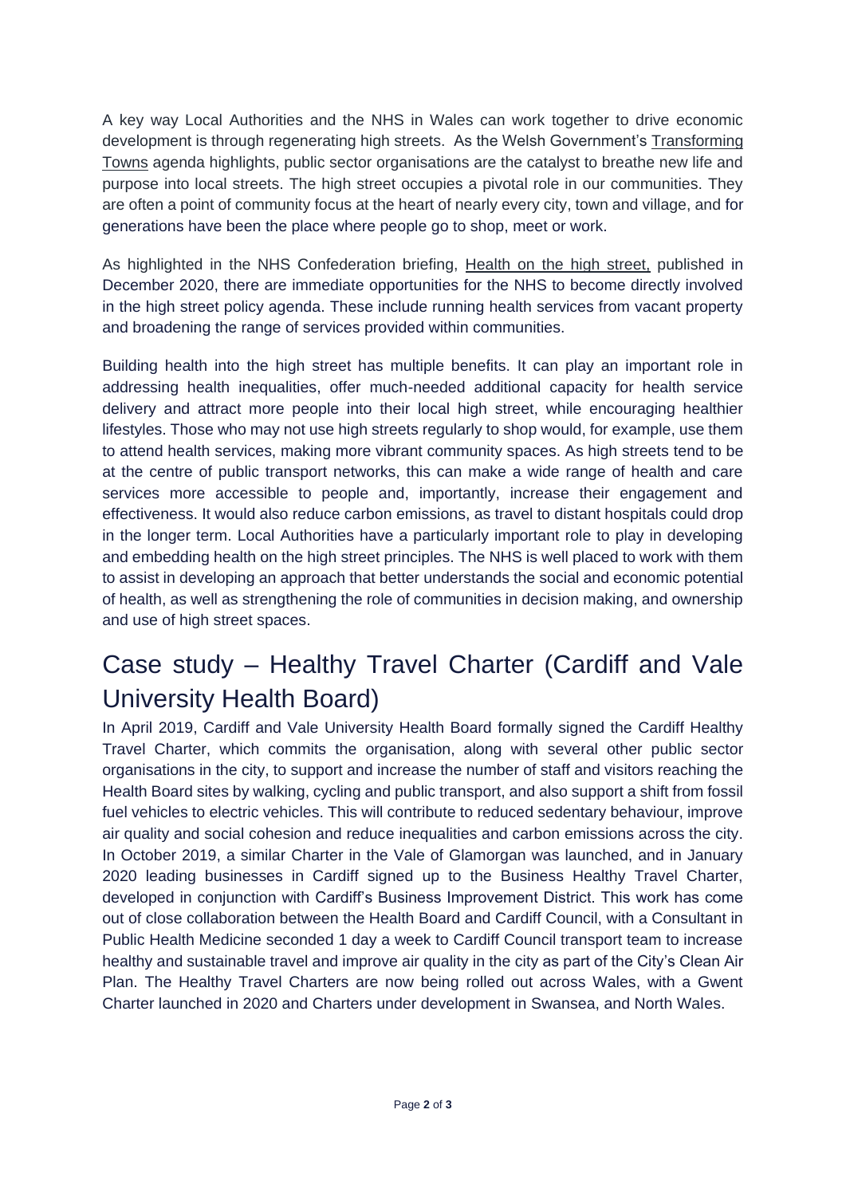A key way Local Authorities and the NHS in Wales can work together to drive economic development is through regenerating high streets. As the Welsh Government's Transforming Towns agenda highlights, public sector organisations are the catalyst to breathe new life and purpose into local streets. The high street occupies a pivotal role in our communities. They are often a point of community focus at the heart of nearly every city, town and village, and for generations have been the place where people go to shop, meet or work.

As highlighted in the NHS Confederation briefing, Health on the high street, published in December 2020, there are immediate opportunities for the NHS to become directly involved in the high street policy agenda. These include running health services from vacant property and broadening the range of services provided within communities.

Building health into the high street has multiple benefits. It can play an important role in addressing health inequalities, offer much-needed additional capacity for health service delivery and attract more people into their local high street, while encouraging healthier lifestyles. Those who may not use high streets regularly to shop would, for example, use them to attend health services, making more vibrant community spaces. As high streets tend to be at the centre of public transport networks, this can make a wide range of health and care services more accessible to people and, importantly, increase their engagement and effectiveness. It would also reduce carbon emissions, as travel to distant hospitals could drop in the longer term. Local Authorities have a particularly important role to play in developing and embedding health on the high street principles. The NHS is well placed to work with them to assist in developing an approach that better understands the social and economic potential of health, as well as strengthening the role of communities in decision making, and ownership and use of high street spaces.

## Case study – Healthy Travel Charter (Cardiff and Vale University Health Board)

In April 2019, Cardiff and Vale University Health Board formally signed the Cardiff Healthy Travel Charter, which commits the organisation, along with several other public sector organisations in the city, to support and increase the number of staff and visitors reaching the Health Board sites by walking, cycling and public transport, and also support a shift from fossil fuel vehicles to electric vehicles. This will contribute to reduced sedentary behaviour, improve air quality and social cohesion and reduce inequalities and carbon emissions across the city. In October 2019, a similar Charter in the Vale of Glamorgan was launched, and in January 2020 leading businesses in Cardiff signed up to the Business Healthy Travel Charter, developed in conjunction with Cardiff's Business Improvement District. This work has come out of close collaboration between the Health Board and Cardiff Council, with a Consultant in Public Health Medicine seconded 1 day a week to Cardiff Council transport team to increase healthy and sustainable travel and improve air quality in the city as part of the City's Clean Air Plan. The Healthy Travel Charters are now being rolled out across Wales, with a Gwent Charter launched in 2020 and Charters under development in Swansea, and North Wales.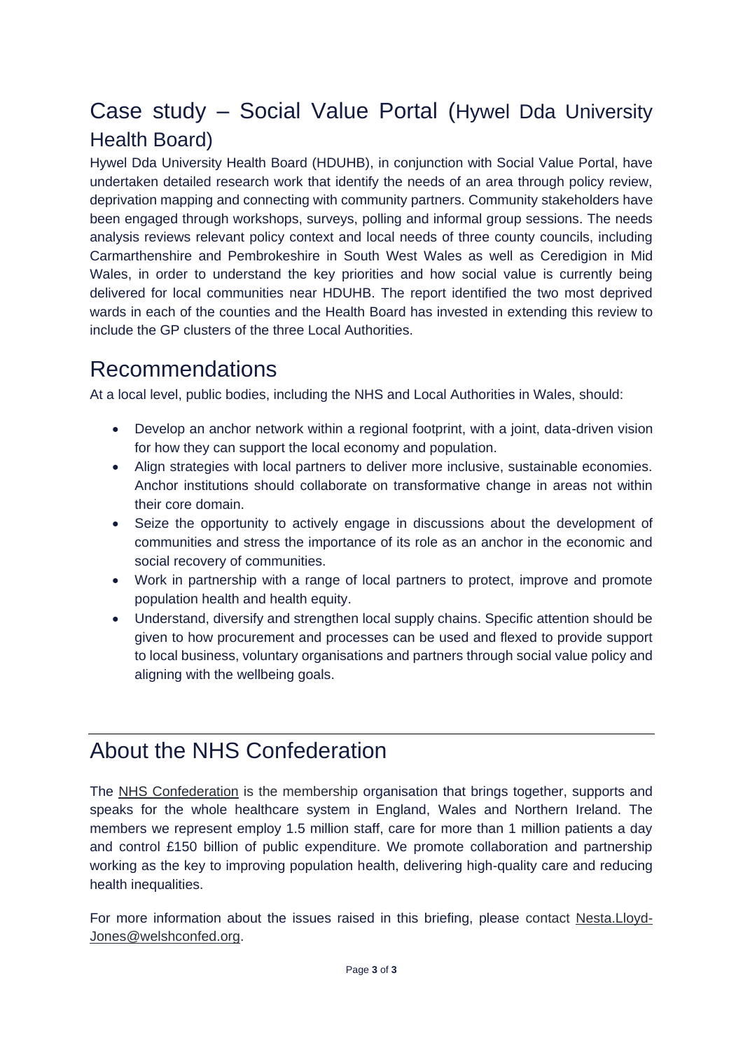## Case study – Social Value Portal (Hywel Dda University Health Board)

Hywel Dda University Health Board (HDUHB), in conjunction with Social Value Portal, have undertaken detailed research work that identify the needs of an area through policy review, deprivation mapping and connecting with community partners. Community stakeholders have been engaged through workshops, surveys, polling and informal group sessions. The needs analysis reviews relevant policy context and local needs of three county councils, including Carmarthenshire and Pembrokeshire in South West Wales as well as Ceredigion in Mid Wales, in order to understand the key priorities and how social value is currently being delivered for local communities near HDUHB. The report identified the two most deprived wards in each of the counties and the Health Board has invested in extending this review to include the GP clusters of the three Local Authorities.

## Recommendations

At a local level, public bodies, including the NHS and Local Authorities in Wales, should:

- Develop an anchor network within a regional footprint, with a joint, data-driven vision for how they can support the local economy and population.
- Align strategies with local partners to deliver more inclusive, sustainable economies. Anchor institutions should collaborate on transformative change in areas not within their core domain.
- Seize the opportunity to actively engage in discussions about the development of communities and stress the importance of its role as an anchor in the economic and social recovery of communities.
- Work in partnership with a range of local partners to protect, improve and promote population health and health equity.
- Understand, diversify and strengthen local supply chains. Specific attention should be given to how procurement and processes can be used and flexed to provide support to local business, voluntary organisations and partners through social value policy and aligning with the wellbeing goals.

---

## About the NHS Confederation

The NHS Confederation is the membership organisation that brings together, supports and speaks for the whole healthcare system in England, Wales and Northern Ireland. The members we represent employ 1.5 million staff, care for more than 1 million patients a day and control £150 billion of public expenditure. We promote collaboration and partnership working as the key to improving population health, delivering high-quality care and reducing health inequalities.

For more information about the issues raised in this briefing, please contact Nesta.Lloyd-Jones@welshconfed.org.